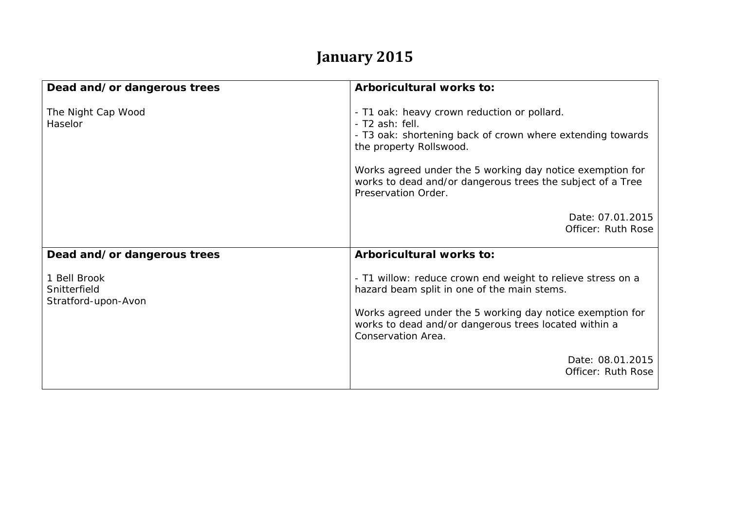# January 2015

| Dead and/or dangerous trees | Arboricultural works to: |
|---|---|
| The Night Cap Wood<br>Haselor | - T1 oak: heavy crown reduction or pollard.<br>- T2 ash: fell.<br>- T3 oak: shortening back of crown where extending towards the property Rollswood.<br><br>Works agreed under the 5 working day notice exemption for works to dead and/or dangerous trees the subject of a Tree Preservation Order.<br><br>Date: 07.01.2015<br>Officer: Ruth Rose |
| **Dead and/or dangerous trees**<br><br>1 Bell Brook<br>Snitterfield<br>Stratford-upon-Avon | **Arboricultural works to:**<br><br>- T1 willow: reduce crown end weight to relieve stress on a hazard beam split in one of the main stems.<br><br>Works agreed under the 5 working day notice exemption for works to dead and/or dangerous trees located within a Conservation Area.<br><br>Date: 08.01.2015<br>Officer: Ruth Rose |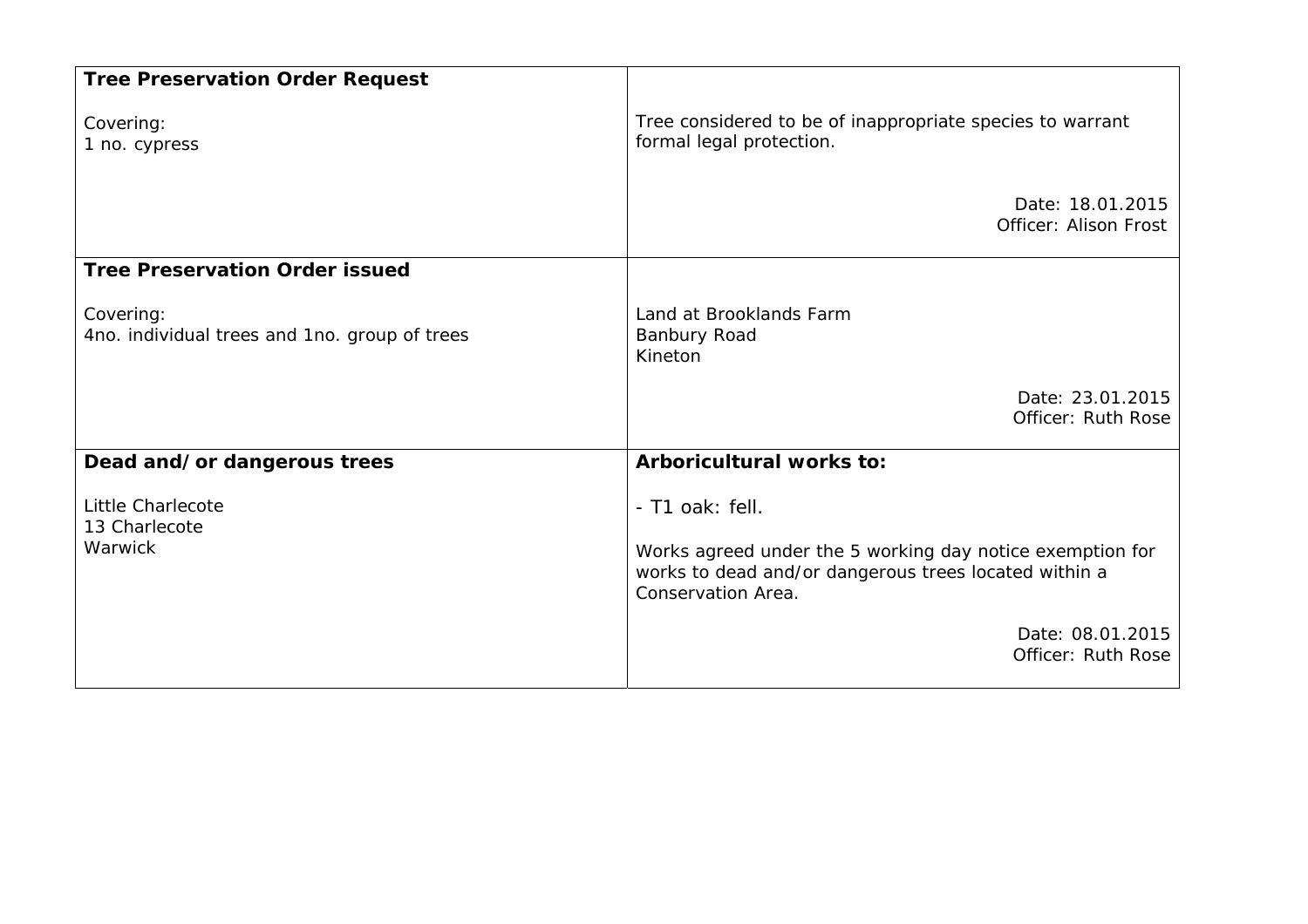| | |
|---|---|
| **Tree Preservation Order Request**<br><br>Covering:<br>1 no. cypress | Tree considered to be of inappropriate species to warrant formal legal protection.<br><br>Date: 18.01.2015<br>Officer: Alison Frost |
| **Tree Preservation Order issued**<br><br>Covering:<br>4no. individual trees and 1no. group of trees | Land at Brooklands Farm<br>Banbury Road<br>Kineton<br><br>Date: 23.01.2015<br>Officer: Ruth Rose |
| **Dead and/or dangerous trees**<br><br>Little Charlecote<br>13 Charlecote<br>Warwick | **Arboricultural works to:**<br><br>- T1 oak: fell.<br><br>Works agreed under the 5 working day notice exemption for works to dead and/or dangerous trees located within a Conservation Area.<br><br>Date: 08.01.2015<br>Officer: Ruth Rose |